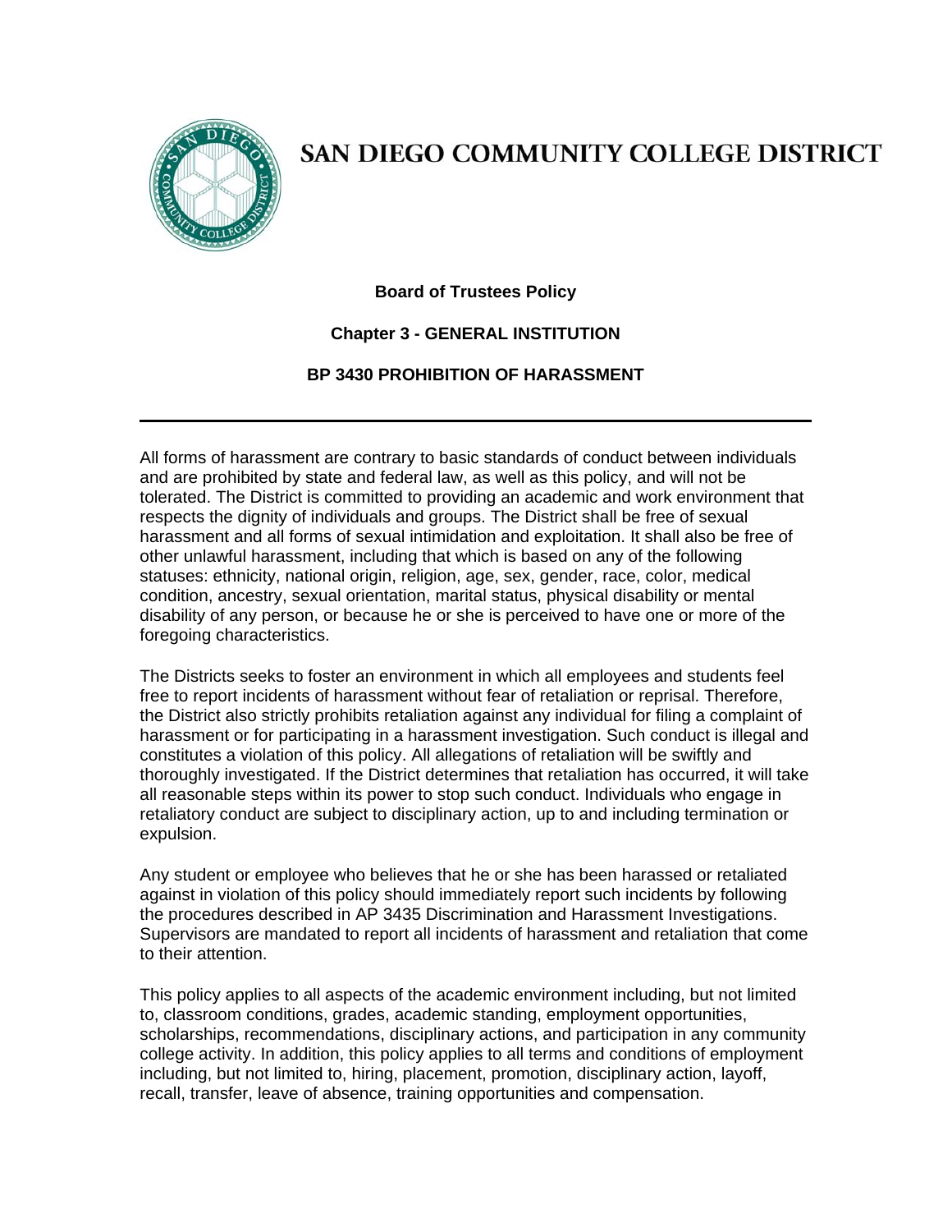# SAN DIEGO COMMUNITY COLLEGE DISTRICT

**Board of Trustees Policy**

**Chapter 3 - GENERAL INSTITUTION**

**BP 3430 PROHIBITION OF HARASSMENT**

---

All forms of harassment are contrary to basic standards of conduct between individuals and are prohibited by state and federal law, as well as this policy, and will not be tolerated. The District is committed to providing an academic and work environment that respects the dignity of individuals and groups. The District shall be free of sexual harassment and all forms of sexual intimidation and exploitation. It shall also be free of other unlawful harassment, including that which is based on any of the following statuses: ethnicity, national origin, religion, age, sex, gender, race, color, medical condition, ancestry, sexual orientation, marital status, physical disability or mental disability of any person, or because he or she is perceived to have one or more of the foregoing characteristics.

The Districts seeks to foster an environment in which all employees and students feel free to report incidents of harassment without fear of retaliation or reprisal. Therefore, the District also strictly prohibits retaliation against any individual for filing a complaint of harassment or for participating in a harassment investigation. Such conduct is illegal and constitutes a violation of this policy. All allegations of retaliation will be swiftly and thoroughly investigated. If the District determines that retaliation has occurred, it will take all reasonable steps within its power to stop such conduct. Individuals who engage in retaliatory conduct are subject to disciplinary action, up to and including termination or expulsion.

Any student or employee who believes that he or she has been harassed or retaliated against in violation of this policy should immediately report such incidents by following the procedures described in AP 3435 Discrimination and Harassment Investigations. Supervisors are mandated to report all incidents of harassment and retaliation that come to their attention.

This policy applies to all aspects of the academic environment including, but not limited to, classroom conditions, grades, academic standing, employment opportunities, scholarships, recommendations, disciplinary actions, and participation in any community college activity. In addition, this policy applies to all terms and conditions of employment including, but not limited to, hiring, placement, promotion, disciplinary action, layoff, recall, transfer, leave of absence, training opportunities and compensation.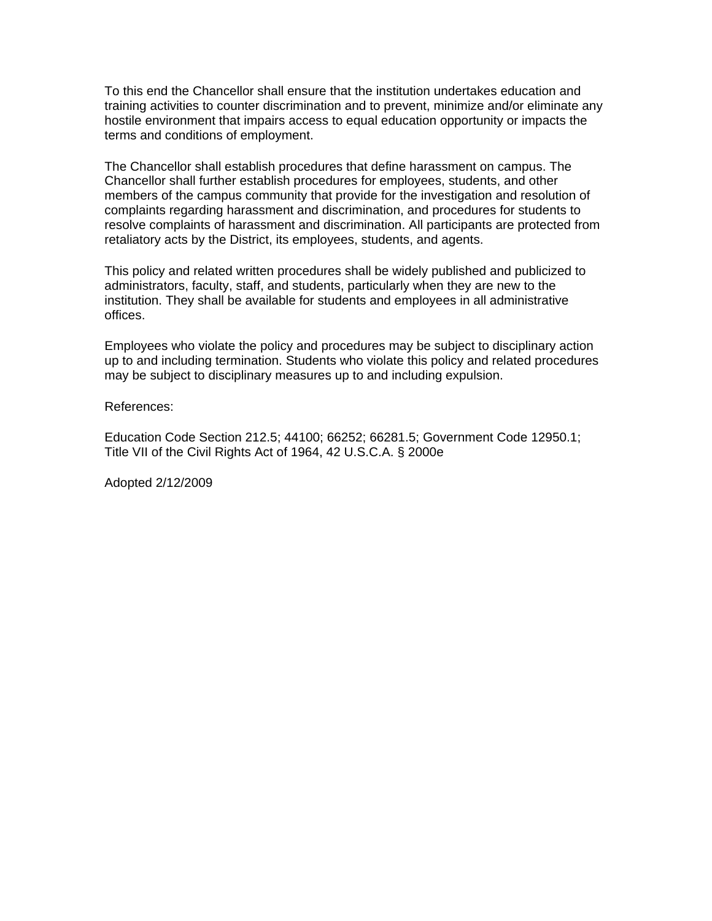To this end the Chancellor shall ensure that the institution undertakes education and training activities to counter discrimination and to prevent, minimize and/or eliminate any hostile environment that impairs access to equal education opportunity or impacts the terms and conditions of employment.

The Chancellor shall establish procedures that define harassment on campus. The Chancellor shall further establish procedures for employees, students, and other members of the campus community that provide for the investigation and resolution of complaints regarding harassment and discrimination, and procedures for students to resolve complaints of harassment and discrimination. All participants are protected from retaliatory acts by the District, its employees, students, and agents.

This policy and related written procedures shall be widely published and publicized to administrators, faculty, staff, and students, particularly when they are new to the institution. They shall be available for students and employees in all administrative offices.

Employees who violate the policy and procedures may be subject to disciplinary action up to and including termination. Students who violate this policy and related procedures may be subject to disciplinary measures up to and including expulsion.

References:

Education Code Section 212.5; 44100; 66252; 66281.5; Government Code 12950.1; Title VII of the Civil Rights Act of 1964, 42 U.S.C.A. § 2000e

Adopted 2/12/2009